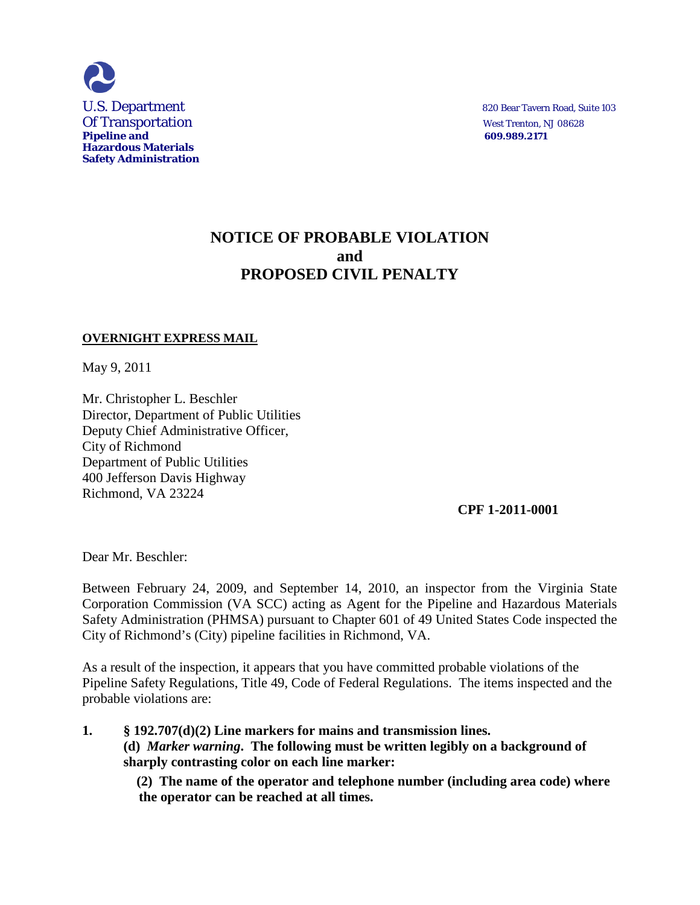U.S. Department
Of Transportation
**Pipeline and Hazardous Materials Safety Administration**

820 Bear Tavern Road, Suite 103
West Trenton, NJ 08628
**609.989.2171**

# NOTICE OF PROBABLE VIOLATION and PROPOSED CIVIL PENALTY

**OVERNIGHT EXPRESS MAIL**

May 9, 2011

Mr. Christopher L. Beschler
Director, Department of Public Utilities
Deputy Chief Administrative Officer,
City of Richmond
Department of Public Utilities
400 Jefferson Davis Highway
Richmond, VA 23224

**CPF 1-2011-0001**

Dear Mr. Beschler:

Between February 24, 2009, and September 14, 2010, an inspector from the Virginia State Corporation Commission (VA SCC) acting as Agent for the Pipeline and Hazardous Materials Safety Administration (PHMSA) pursuant to Chapter 601 of 49 United States Code inspected the City of Richmond's (City) pipeline facilities in Richmond, VA.

As a result of the inspection, it appears that you have committed probable violations of the Pipeline Safety Regulations, Title 49, Code of Federal Regulations. The items inspected and the probable violations are:

1. **§ 192.707(d)(2) Line markers for mains and transmission lines.**
   **(d)** ***Marker warning*****. The following must be written legibly on a background of sharply contrasting color on each line marker:**

   **(2) The name of the operator and telephone number (including area code) where the operator can be reached at all times.**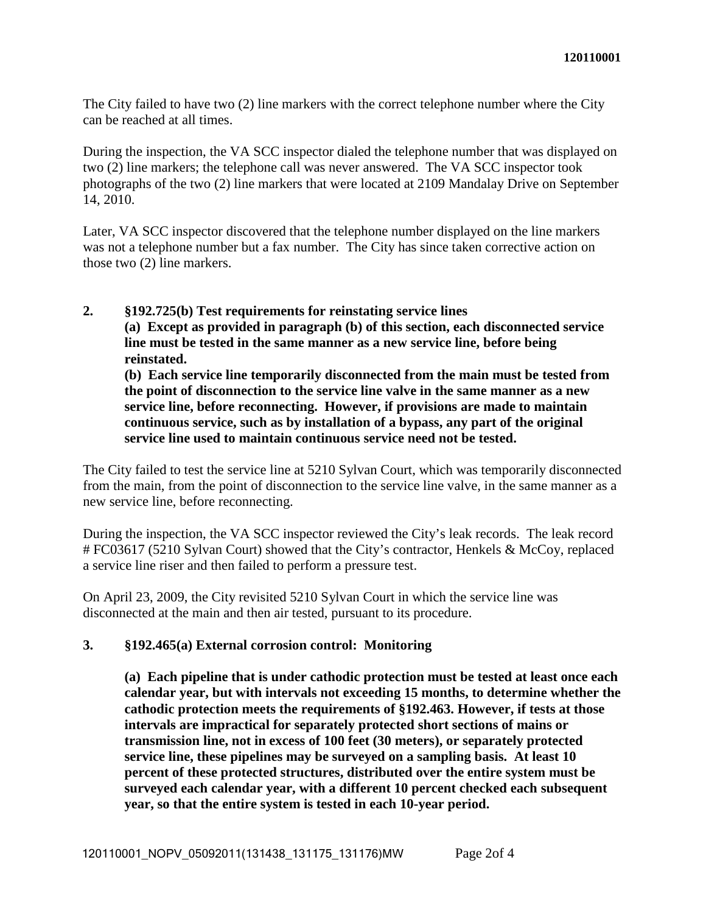The City failed to have two (2) line markers with the correct telephone number where the City can be reached at all times.

During the inspection, the VA SCC inspector dialed the telephone number that was displayed on two (2) line markers; the telephone call was never answered. The VA SCC inspector took photographs of the two (2) line markers that were located at 2109 Mandalay Drive on September 14, 2010.

Later, VA SCC inspector discovered that the telephone number displayed on the line markers was not a telephone number but a fax number. The City has since taken corrective action on those two (2) line markers.

**2. §192.725(b) Test requirements for reinstating service lines**

**(a) Except as provided in paragraph (b) of this section, each disconnected service line must be tested in the same manner as a new service line, before being reinstated.**

**(b) Each service line temporarily disconnected from the main must be tested from the point of disconnection to the service line valve in the same manner as a new service line, before reconnecting. However, if provisions are made to maintain continuous service, such as by installation of a bypass, any part of the original service line used to maintain continuous service need not be tested.**

The City failed to test the service line at 5210 Sylvan Court, which was temporarily disconnected from the main, from the point of disconnection to the service line valve, in the same manner as a new service line, before reconnecting.

During the inspection, the VA SCC inspector reviewed the City's leak records. The leak record # FC03617 (5210 Sylvan Court) showed that the City's contractor, Henkels & McCoy, replaced a service line riser and then failed to perform a pressure test.

On April 23, 2009, the City revisited 5210 Sylvan Court in which the service line was disconnected at the main and then air tested, pursuant to its procedure.

**3. §192.465(a) External corrosion control: Monitoring**

**(a) Each pipeline that is under cathodic protection must be tested at least once each calendar year, but with intervals not exceeding 15 months, to determine whether the cathodic protection meets the requirements of §192.463. However, if tests at those intervals are impractical for separately protected short sections of mains or transmission line, not in excess of 100 feet (30 meters), or separately protected service line, these pipelines may be surveyed on a sampling basis. At least 10 percent of these protected structures, distributed over the entire system must be surveyed each calendar year, with a different 10 percent checked each subsequent year, so that the entire system is tested in each 10-year period.**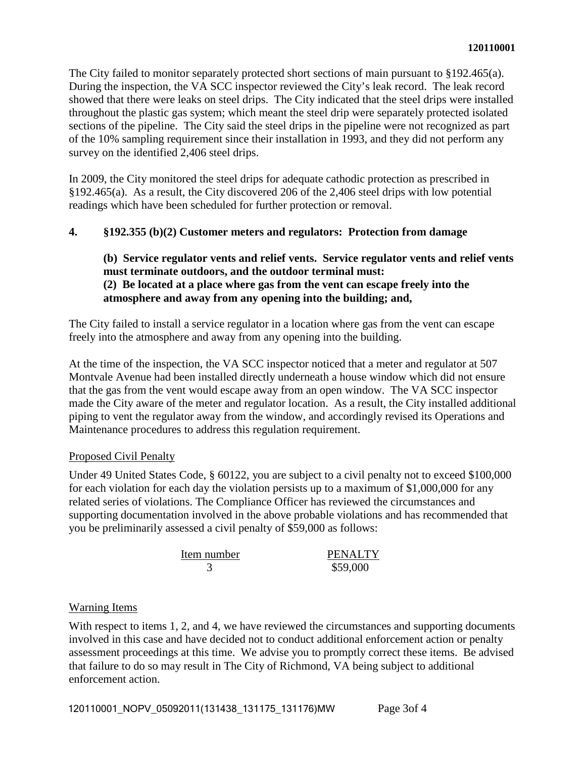The City failed to monitor separately protected short sections of main pursuant to §192.465(a). During the inspection, the VA SCC inspector reviewed the City's leak record. The leak record showed that there were leaks on steel drips. The City indicated that the steel drips were installed throughout the plastic gas system; which meant the steel drip were separately protected isolated sections of the pipeline. The City said the steel drips in the pipeline were not recognized as part of the 10% sampling requirement since their installation in 1993, and they did not perform any survey on the identified 2,406 steel drips.

In 2009, the City monitored the steel drips for adequate cathodic protection as prescribed in §192.465(a). As a result, the City discovered 206 of the 2,406 steel drips with low potential readings which have been scheduled for further protection or removal.

**4. §192.355 (b)(2) Customer meters and regulators: Protection from damage**

**(b) Service regulator vents and relief vents. Service regulator vents and relief vents must terminate outdoors, and the outdoor terminal must:**
**(2) Be located at a place where gas from the vent can escape freely into the atmosphere and away from any opening into the building; and,**

The City failed to install a service regulator in a location where gas from the vent can escape freely into the atmosphere and away from any opening into the building.

At the time of the inspection, the VA SCC inspector noticed that a meter and regulator at 507 Montvale Avenue had been installed directly underneath a house window which did not ensure that the gas from the vent would escape away from an open window. The VA SCC inspector made the City aware of the meter and regulator location. As a result, the City installed additional piping to vent the regulator away from the window, and accordingly revised its Operations and Maintenance procedures to address this regulation requirement.

Proposed Civil Penalty

Under 49 United States Code, § 60122, you are subject to a civil penalty not to exceed $100,000 for each violation for each day the violation persists up to a maximum of $1,000,000 for any related series of violations. The Compliance Officer has reviewed the circumstances and supporting documentation involved in the above probable violations and has recommended that you be preliminarily assessed a civil penalty of $59,000 as follows:

| Item number | PENALTY |
|---|---|
| 3 | $59,000 |

Warning Items

With respect to items 1, 2, and 4, we have reviewed the circumstances and supporting documents involved in this case and have decided not to conduct additional enforcement action or penalty assessment proceedings at this time. We advise you to promptly correct these items. Be advised that failure to do so may result in The City of Richmond, VA being subject to additional enforcement action.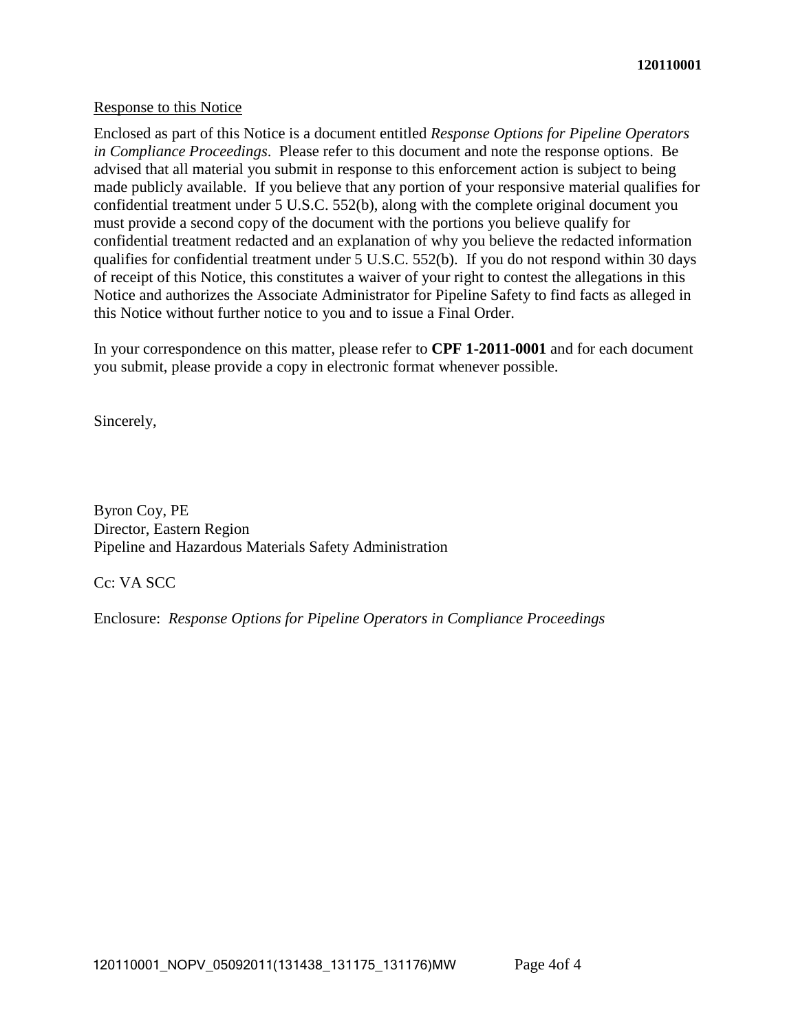Response to this Notice

Enclosed as part of this Notice is a document entitled *Response Options for Pipeline Operators in Compliance Proceedings*. Please refer to this document and note the response options. Be advised that all material you submit in response to this enforcement action is subject to being made publicly available. If you believe that any portion of your responsive material qualifies for confidential treatment under 5 U.S.C. 552(b), along with the complete original document you must provide a second copy of the document with the portions you believe qualify for confidential treatment redacted and an explanation of why you believe the redacted information qualifies for confidential treatment under 5 U.S.C. 552(b). If you do not respond within 30 days of receipt of this Notice, this constitutes a waiver of your right to contest the allegations in this Notice and authorizes the Associate Administrator for Pipeline Safety to find facts as alleged in this Notice without further notice to you and to issue a Final Order.

In your correspondence on this matter, please refer to **CPF 1-2011-0001** and for each document you submit, please provide a copy in electronic format whenever possible.

Sincerely,

Byron Coy, PE
Director, Eastern Region
Pipeline and Hazardous Materials Safety Administration

Cc: VA SCC

Enclosure: *Response Options for Pipeline Operators in Compliance Proceedings*